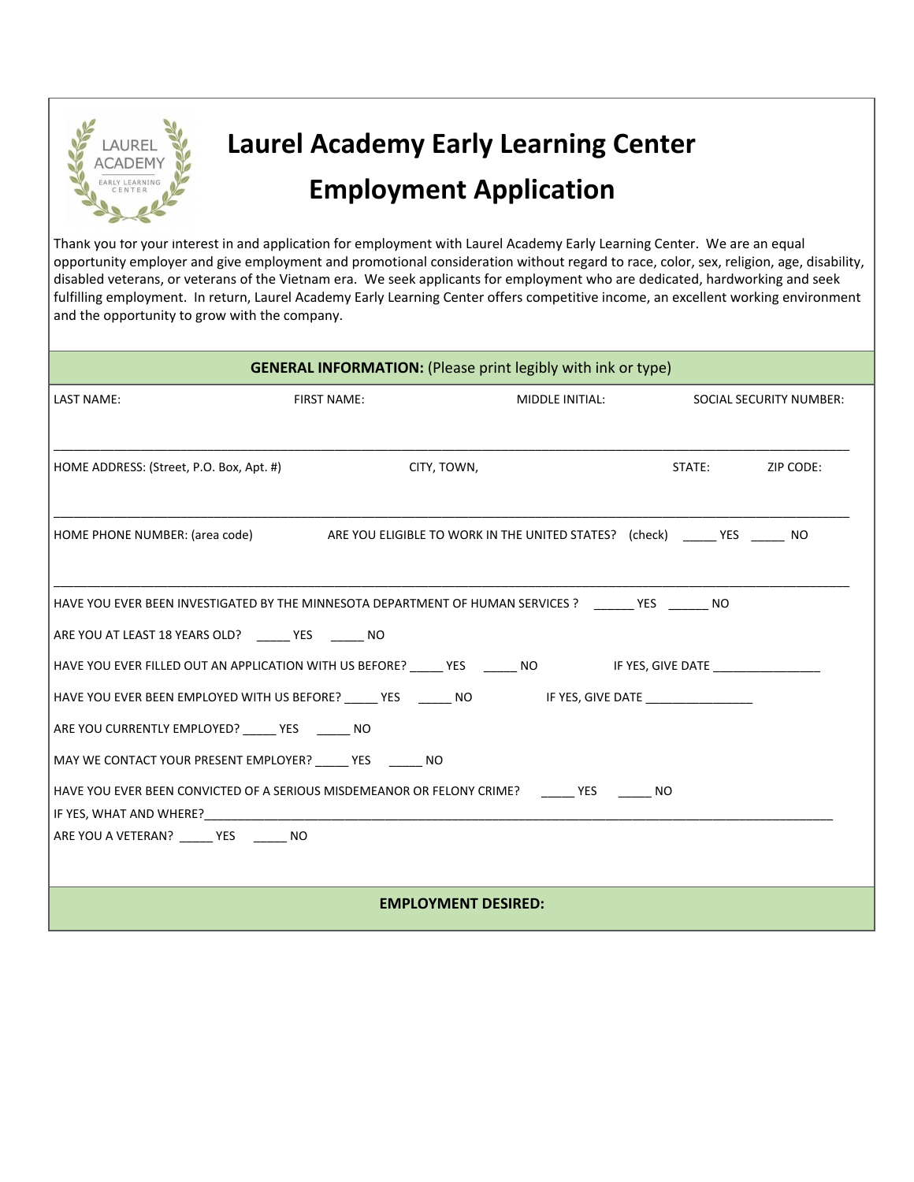# Laurel Academy Early Learning Center

## Employment Application

Thank you for your interest in and application for employment with Laurel Academy Early Learning Center. We are an equal opportunity employer and give employment and promotional consideration without regard to race, color, sex, religion, age, disability, disabled veterans, or veterans of the Vietnam era. We seek applicants for employment who are dedicated, hardworking and seek fulfilling employment. In return, Laurel Academy Early Learning Center offers competitive income, an excellent working environment and the opportunity to grow with the company.

### GENERAL INFORMATION: (Please print legibly with ink or type)

LAST NAME: FIRST NAME: MIDDLE INITIAL: SOCIAL SECURITY NUMBER:

_______________________________________________________________________________________________

HOME ADDRESS: (Street, P.O. Box, Apt. #) CITY, TOWN, STATE: ZIP CODE:

_______________________________________________________________________________________________

HOME PHONE NUMBER: (area code) ARE YOU ELIGIBLE TO WORK IN THE UNITED STATES? (check) _____ YES _____ NO

_______________________________________________________________________________________________

HAVE YOU EVER BEEN INVESTIGATED BY THE MINNESOTA DEPARTMENT OF HUMAN SERVICES ? ______ YES ______ NO

ARE YOU AT LEAST 18 YEARS OLD? _____ YES _____ NO

HAVE YOU EVER FILLED OUT AN APPLICATION WITH US BEFORE? _____ YES _____ NO IF YES, GIVE DATE _______________

HAVE YOU EVER BEEN EMPLOYED WITH US BEFORE? _____ YES _____ NO IF YES, GIVE DATE _______________

ARE YOU CURRENTLY EMPLOYED? _____ YES _____ NO

MAY WE CONTACT YOUR PRESENT EMPLOYER? _____ YES _____ NO

HAVE YOU EVER BEEN CONVICTED OF A SERIOUS MISDEMEANOR OR FELONY CRIME? _____ YES _____ NO

IF YES, WHAT AND WHERE?_______________________________________________________________________________

ARE YOU A VETERAN? _____ YES _____ NO

### EMPLOYMENT DESIRED: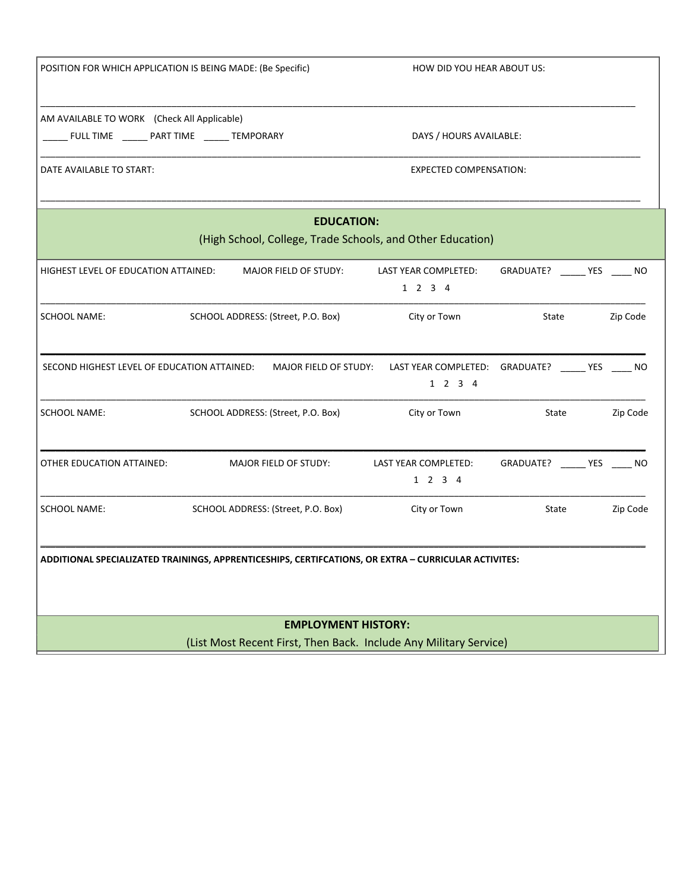POSITION FOR WHICH APPLICATION IS BEING MADE: (Be Specific) HOW DID YOU HEAR ABOUT US:

________________________________________________________________________________________________

AM AVAILABLE TO WORK (Check All Applicable)

_____ FULL TIME _____ PART TIME _____ TEMPORARY DAYS / HOURS AVAILABLE:

________________________________________________________________________________________________

DATE AVAILABLE TO START: EXPECTED COMPENSATION:

________________________________________________________________________________________________

## EDUCATION:

(High School, College, Trade Schools, and Other Education)

HIGHEST LEVEL OF EDUCATION ATTAINED: MAJOR FIELD OF STUDY: LAST YEAR COMPLETED: 1 2 3 4 GRADUATE? _____ YES ____ NO

________________________________________________________________________________________________

SCHOOL NAME: SCHOOL ADDRESS: (Street, P.O. Box) City or Town State Zip Code

________________________________________________________________________________________________

SECOND HIGHEST LEVEL OF EDUCATION ATTAINED: MAJOR FIELD OF STUDY: LAST YEAR COMPLETED: 1 2 3 4 GRADUATE? _____ YES ____ NO

________________________________________________________________________________________________

SCHOOL NAME: SCHOOL ADDRESS: (Street, P.O. Box) City or Town State Zip Code

________________________________________________________________________________________________

OTHER EDUCATION ATTAINED: MAJOR FIELD OF STUDY: LAST YEAR COMPLETED: 1 2 3 4 GRADUATE? _____ YES ____ NO

________________________________________________________________________________________________

SCHOOL NAME: SCHOOL ADDRESS: (Street, P.O. Box) City or Town State Zip Code

________________________________________________________________________________________________

**ADDITIONAL SPECIALIZATED TRAININGS, APPRENTICESHIPS, CERTIFCATIONS, OR EXTRA – CURRICULAR ACTIVITES:**

## EMPLOYMENT HISTORY:

(List Most Recent First, Then Back. Include Any Military Service)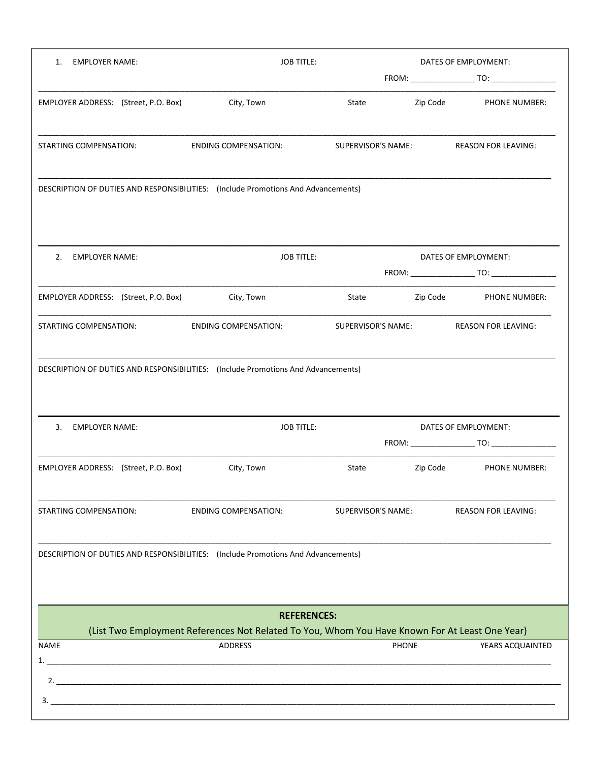1. EMPLOYER NAME: JOB TITLE: DATES OF EMPLOYMENT:

FROM: _______________ TO: _______________

EMPLOYER ADDRESS: (Street, P.O. Box) City, Town State Zip Code PHONE NUMBER:

STARTING COMPENSATION: ENDING COMPENSATION: SUPERVISOR'S NAME: REASON FOR LEAVING:

DESCRIPTION OF DUTIES AND RESPONSIBILITIES: (Include Promotions And Advancements)

---

2. EMPLOYER NAME: JOB TITLE: DATES OF EMPLOYMENT:

FROM: _______________ TO: _______________

EMPLOYER ADDRESS: (Street, P.O. Box) City, Town State Zip Code PHONE NUMBER:

STARTING COMPENSATION: ENDING COMPENSATION: SUPERVISOR'S NAME: REASON FOR LEAVING:

DESCRIPTION OF DUTIES AND RESPONSIBILITIES: (Include Promotions And Advancements)

---

3. EMPLOYER NAME: JOB TITLE: DATES OF EMPLOYMENT:

FROM: _______________ TO: _______________

EMPLOYER ADDRESS: (Street, P.O. Box) City, Town State Zip Code PHONE NUMBER:

STARTING COMPENSATION: ENDING COMPENSATION: SUPERVISOR'S NAME: REASON FOR LEAVING:

DESCRIPTION OF DUTIES AND RESPONSIBILITIES: (Include Promotions And Advancements)

---

**REFERENCES:**

(List Two Employment References Not Related To You, Whom You Have Known For At Least One Year)

| NAME | ADDRESS | PHONE | YEARS ACQUAINTED |
| --- | --- | --- | --- |
| 1. | | | |
| 2. | | | |
| 3. | | | |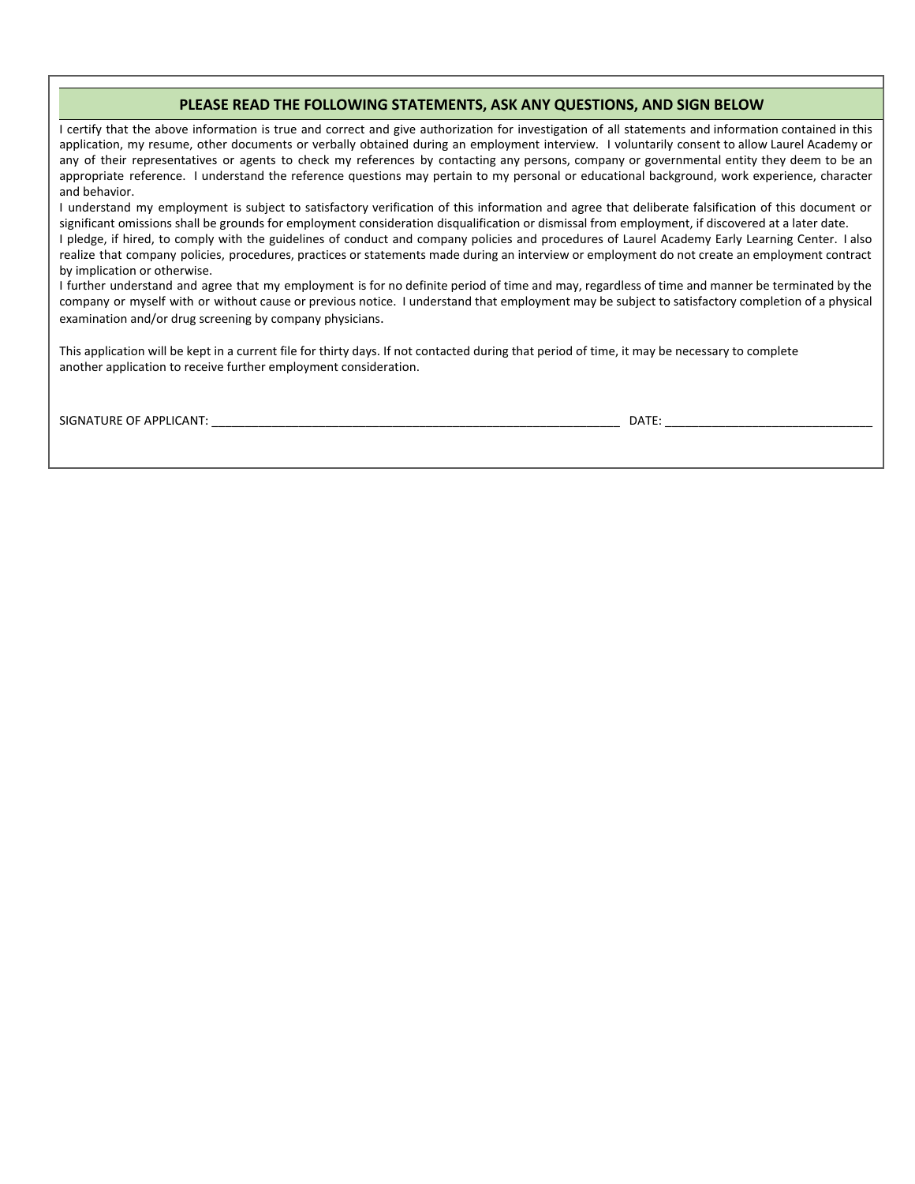## PLEASE READ THE FOLLOWING STATEMENTS, ASK ANY QUESTIONS, AND SIGN BELOW

I certify that the above information is true and correct and give authorization for investigation of all statements and information contained in this application, my resume, other documents or verbally obtained during an employment interview. I voluntarily consent to allow Laurel Academy or any of their representatives or agents to check my references by contacting any persons, company or governmental entity they deem to be an appropriate reference. I understand the reference questions may pertain to my personal or educational background, work experience, character and behavior.

I understand my employment is subject to satisfactory verification of this information and agree that deliberate falsification of this document or significant omissions shall be grounds for employment consideration disqualification or dismissal from employment, if discovered at a later date.

I pledge, if hired, to comply with the guidelines of conduct and company policies and procedures of Laurel Academy Early Learning Center. I also realize that company policies, procedures, practices or statements made during an interview or employment do not create an employment contract by implication or otherwise.

I further understand and agree that my employment is for no definite period of time and may, regardless of time and manner be terminated by the company or myself with or without cause or previous notice. I understand that employment may be subject to satisfactory completion of a physical examination and/or drug screening by company physicians.

This application will be kept in a current file for thirty days. If not contacted during that period of time, it may be necessary to complete another application to receive further employment consideration.

SIGNATURE OF APPLICANT: ______________________________ DATE: ______________________